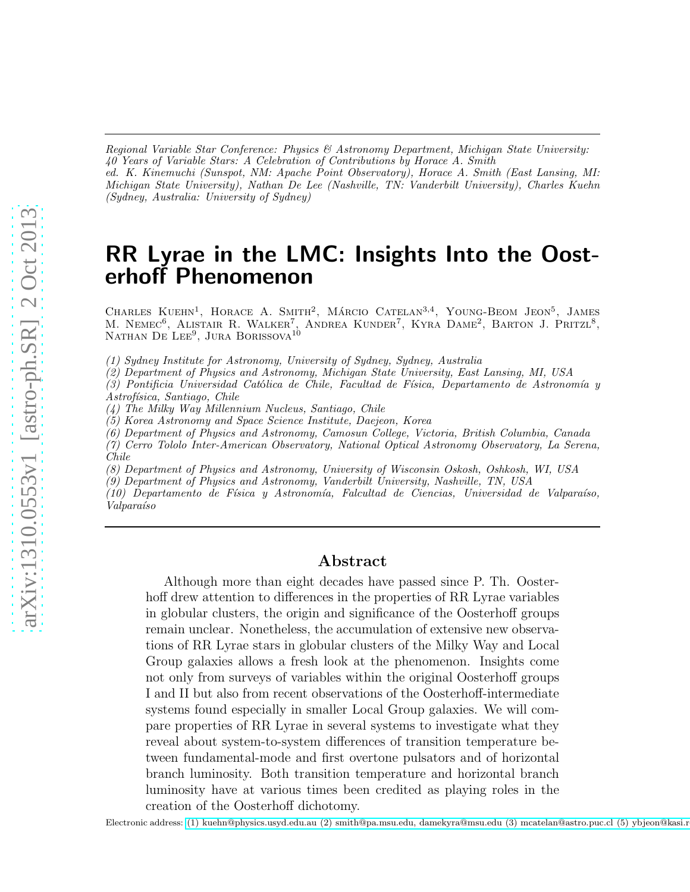*Regional Variable Star Conference: Physics & Astronomy Department, Michigan State University: 40 Years of Variable Stars: A Celebration of Contributions by Horace A. Smith*
*ed. K. Kinemuchi (Sunspot, NM: Apache Point Observatory), Horace A. Smith (East Lansing, MI: Michigan State University), Nathan De Lee (Nashville, TN: Vanderbilt University), Charles Kuehn (Sydney, Australia: University of Sydney)*

# RR Lyrae in the LMC: Insights Into the Oosterhoff Phenomenon

Charles Kuehn[1], Horace A. Smith[2], Márcio Catelan[3,4], Young-Beom Jeon[5], James M. Nemec[6], Alistair R. Walker[7], Andrea Kunder[7], Kyra Dame[2], Barton J. Pritzl[8], Nathan De Lee[9], Jura Borissova[10]

*(1) Sydney Institute for Astronomy, University of Sydney, Sydney, Australia*
*(2) Department of Physics and Astronomy, Michigan State University, East Lansing, MI, USA*
*(3) Pontificia Universidad Católica de Chile, Facultad de Física, Departamento de Astronomía y Astrofísica, Santiago, Chile*
*(4) The Milky Way Millennium Nucleus, Santiago, Chile*
*(5) Korea Astronomy and Space Science Institute, Daejeon, Korea*
*(6) Department of Physics and Astronomy, Camosun College, Victoria, British Columbia, Canada*
*(7) Cerro Tololo Inter-American Observatory, National Optical Astronomy Observatory, La Serena, Chile*
*(8) Department of Physics and Astronomy, University of Wisconsin Oskosh, Oshkosh, WI, USA*
*(9) Department of Physics and Astronomy, Vanderbilt University, Nashville, TN, USA*
*(10) Departamento de Física y Astronomía, Falcultad de Ciencias, Universidad de Valparaíso, Valparaíso*

## Abstract

Although more than eight decades have passed since P. Th. Oosterhoff drew attention to differences in the properties of RR Lyrae variables in globular clusters, the origin and significance of the Oosterhoff groups remain unclear. Nonetheless, the accumulation of extensive new observations of RR Lyrae stars in globular clusters of the Milky Way and Local Group galaxies allows a fresh look at the phenomenon. Insights come not only from surveys of variables within the original Oosterhoff groups I and II but also from recent observations of the Oosterhoff-intermediate systems found especially in smaller Local Group galaxies. We will compare properties of RR Lyrae in several systems to investigate what they reveal about system-to-system differences of transition temperature between fundamental-mode and first overtone pulsators and of horizontal branch luminosity. Both transition temperature and horizontal branch luminosity have at various times been credited as playing roles in the creation of the Oosterhoff dichotomy.

Electronic address: (1) kuehn@physics.usyd.edu.au (2) smith@pa.msu.edu, damekyra@msu.edu (3) mcatelan@astro.puc.cl (5) ybjeon@kasi.r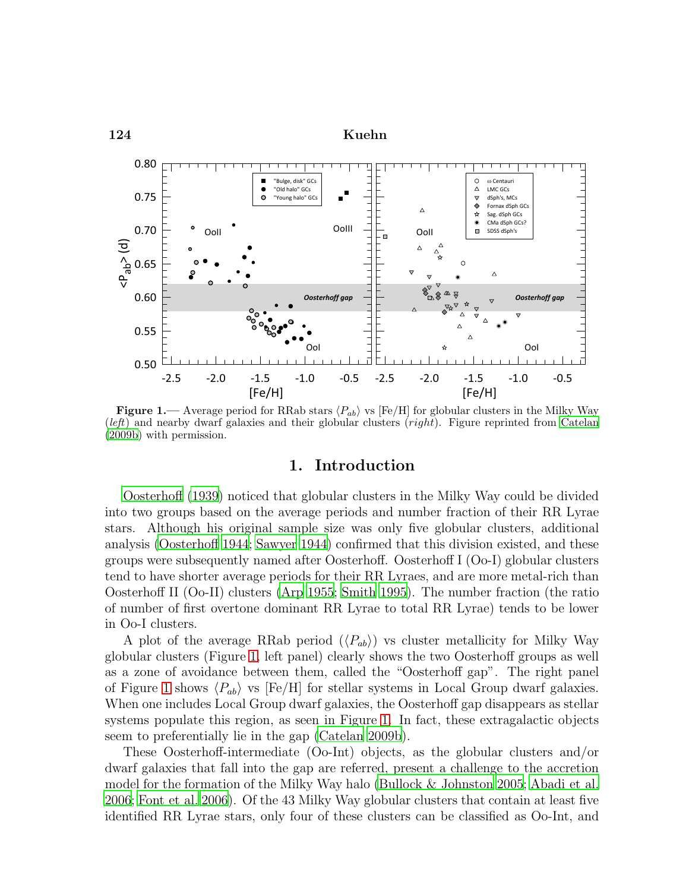**Figure 1.**— Average period for RRab stars $\langle P_{ab} \rangle$ vs [Fe/H] for globular clusters in the Milky Way (*left*) and nearby dwarf galaxies and their globular clusters (*right*). Figure reprinted from Catelan (2009b) with permission.

## 1. Introduction

Oosterhoff (1939) noticed that globular clusters in the Milky Way could be divided into two groups based on the average periods and number fraction of their RR Lyrae stars. Although his original sample size was only five globular clusters, additional analysis (Oosterhoff 1944; Sawyer 1944) confirmed that this division existed, and these groups were subsequently named after Oosterhoff. Oosterhoff I (Oo-I) globular clusters tend to have shorter average periods for their RR Lyraes, and are more metal-rich than Oosterhoff II (Oo-II) clusters (Arp 1955; Smith 1995). The number fraction (the ratio of number of first overtone dominant RR Lyrae to total RR Lyrae) tends to be lower in Oo-I clusters.

A plot of the average RRab period ($\langle P_{ab} \rangle$) vs cluster metallicity for Milky Way globular clusters (Figure 1, left panel) clearly shows the two Oosterhoff groups as well as a zone of avoidance between them, called the "Oosterhoff gap". The right panel of Figure 1 shows $\langle P_{ab} \rangle$ vs [Fe/H] for stellar systems in Local Group dwarf galaxies. When one includes Local Group dwarf galaxies, the Oosterhoff gap disappears as stellar systems populate this region, as seen in Figure 1. In fact, these extragalactic objects seem to preferentially lie in the gap (Catelan 2009b).

These Oosterhoff-intermediate (Oo-Int) objects, as the globular clusters and/or dwarf galaxies that fall into the gap are referred, present a challenge to the accretion model for the formation of the Milky Way halo (Bullock & Johnston 2005; Abadi et al. 2006; Font et al. 2006). Of the 43 Milky Way globular clusters that contain at least five identified RR Lyrae stars, only four of these clusters can be classified as Oo-Int, and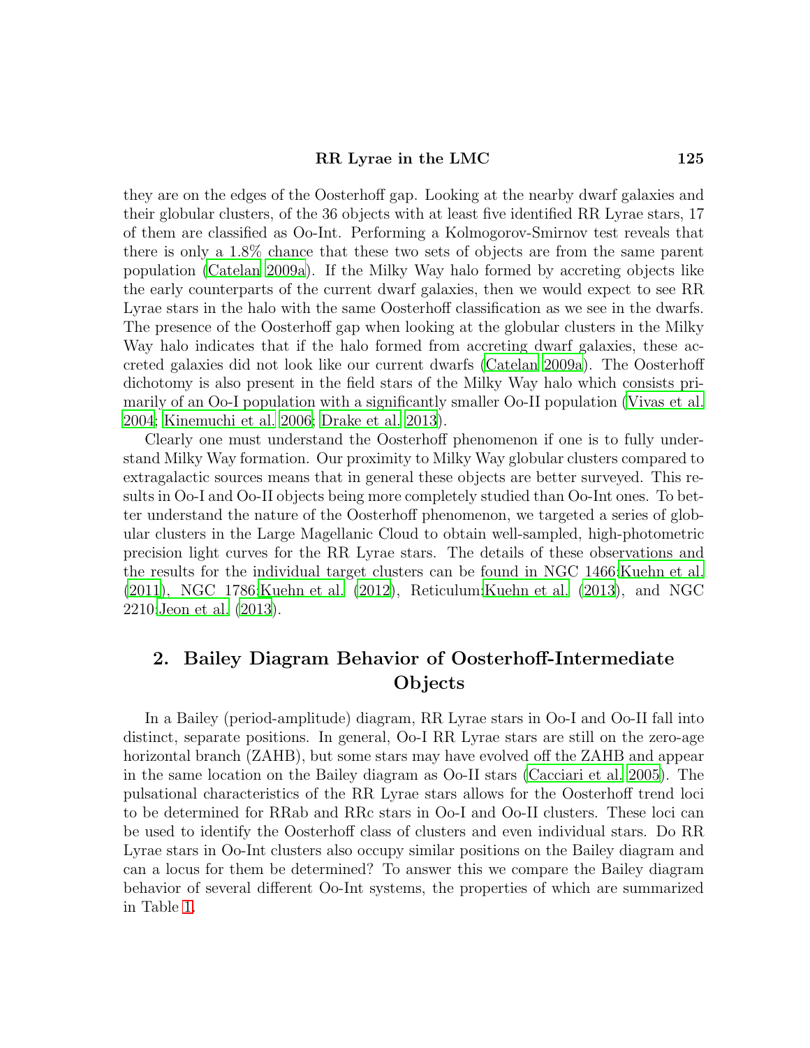they are on the edges of the Oosterhoff gap. Looking at the nearby dwarf galaxies and their globular clusters, of the 36 objects with at least five identified RR Lyrae stars, 17 of them are classified as Oo-Int. Performing a Kolmogorov-Smirnov test reveals that there is only a 1.8% chance that these two sets of objects are from the same parent population (Catelan 2009a). If the Milky Way halo formed by accreting objects like the early counterparts of the current dwarf galaxies, then we would expect to see RR Lyrae stars in the halo with the same Oosterhoff classification as we see in the dwarfs. The presence of the Oosterhoff gap when looking at the globular clusters in the Milky Way halo indicates that if the halo formed from accreting dwarf galaxies, these accreted galaxies did not look like our current dwarfs (Catelan 2009a). The Oosterhoff dichotomy is also present in the field stars of the Milky Way halo which consists primarily of an Oo-I population with a significantly smaller Oo-II population (Vivas et al. 2004; Kinemuchi et al. 2006; Drake et al. 2013).

Clearly one must understand the Oosterhoff phenomenon if one is to fully understand Milky Way formation. Our proximity to Milky Way globular clusters compared to extragalactic sources means that in general these objects are better surveyed. This results in Oo-I and Oo-II objects being more completely studied than Oo-Int ones. To better understand the nature of the Oosterhoff phenomenon, we targeted a series of globular clusters in the Large Magellanic Cloud to obtain well-sampled, high-photometric precision light curves for the RR Lyrae stars. The details of these observations and the results for the individual target clusters can be found in NGC 1466:Kuehn et al. (2011), NGC 1786:Kuehn et al. (2012), Reticulum:Kuehn et al. (2013), and NGC 2210:Jeon et al. (2013).

## 2. Bailey Diagram Behavior of Oosterhoff-Intermediate Objects

In a Bailey (period-amplitude) diagram, RR Lyrae stars in Oo-I and Oo-II fall into distinct, separate positions. In general, Oo-I RR Lyrae stars are still on the zero-age horizontal branch (ZAHB), but some stars may have evolved off the ZAHB and appear in the same location on the Bailey diagram as Oo-II stars (Cacciari et al. 2005). The pulsational characteristics of the RR Lyrae stars allows for the Oosterhoff trend loci to be determined for RRab and RRc stars in Oo-I and Oo-II clusters. These loci can be used to identify the Oosterhoff class of clusters and even individual stars. Do RR Lyrae stars in Oo-Int clusters also occupy similar positions on the Bailey diagram and can a locus for them be determined? To answer this we compare the Bailey diagram behavior of several different Oo-Int systems, the properties of which are summarized in Table 1.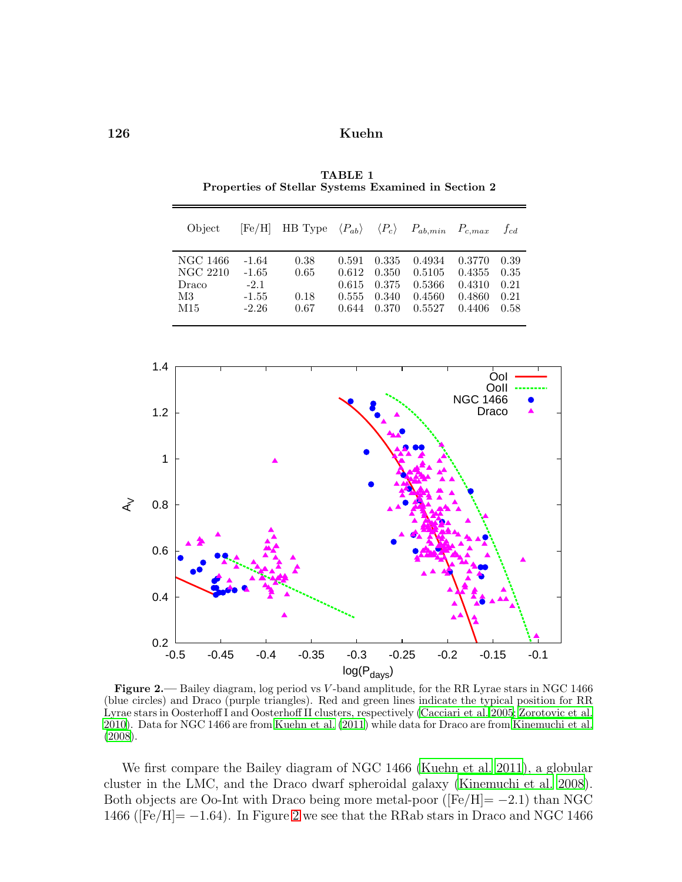**TABLE 1**
**Properties of Stellar Systems Examined in Section 2**

| Object | [Fe/H] | HB Type | $\langle P_{ab} \rangle$ | $\langle P_c \rangle$ | $P_{ab,min}$ | $P_{c,max}$ | $f_{cd}$ |
|---|---|---|---|---|---|---|---|
| NGC 1466 | -1.64 | 0.38 | 0.591 | 0.335 | 0.4934 | 0.3770 | 0.39 |
| NGC 2210 | -1.65 | 0.65 | 0.612 | 0.350 | 0.5105 | 0.4355 | 0.35 |
| Draco | -2.1 | | 0.615 | 0.375 | 0.5366 | 0.4310 | 0.21 |
| M3 | -1.55 | 0.18 | 0.555 | 0.340 | 0.4560 | 0.4860 | 0.21 |
| M15 | -2.26 | 0.67 | 0.644 | 0.370 | 0.5527 | 0.4406 | 0.58 |

**Figure 2.**— Bailey diagram, log period vs $V$-band amplitude, for the RR Lyrae stars in NGC 1466 (blue circles) and Draco (purple triangles). Red and green lines indicate the typical position for RR Lyrae stars in Oosterhoff I and Oosterhoff II clusters, respectively (Cacciari et al. 2005; Zorotovic et al. 2010). Data for NGC 1466 are from Kuehn et al. (2011) while data for Draco are from Kinemuchi et al. (2008).

We first compare the Bailey diagram of NGC 1466 (Kuehn et al. 2011), a globular cluster in the LMC, and the Draco dwarf spheroidal galaxy (Kinemuchi et al. 2008). Both objects are Oo-Int with Draco being more metal-poor ([Fe/H]$= -2.1$) than NGC 1466 ([Fe/H]$= -1.64$). In Figure 2 we see that the RRab stars in Draco and NGC 1466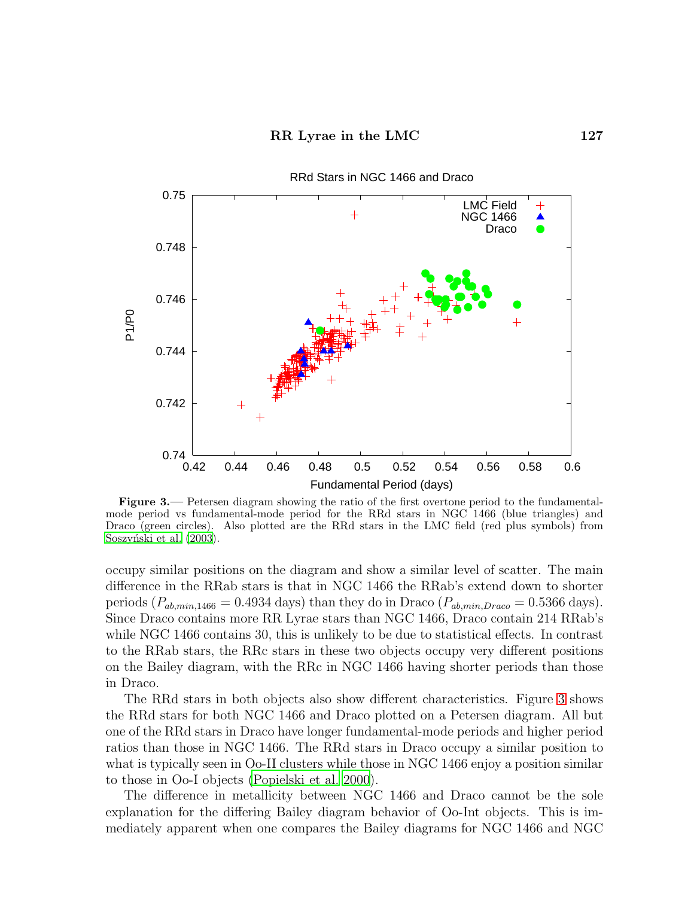**Figure 3.**— Petersen diagram showing the ratio of the first overtone period to the fundamental-mode period vs fundamental-mode period for the RRd stars in NGC 1466 (blue triangles) and Draco (green circles). Also plotted are the RRd stars in the LMC field (red plus symbols) from Soszyński et al. (2003).

occupy similar positions on the diagram and show a similar level of scatter. The main difference in the RRab stars is that in NGC 1466 the RRab's extend down to shorter periods ($P_{ab,min,1466} = 0.4934$ days) than they do in Draco ($P_{ab,min,Draco} = 0.5366$ days). Since Draco contains more RR Lyrae stars than NGC 1466, Draco contain 214 RRab's while NGC 1466 contains 30, this is unlikely to be due to statistical effects. In contrast to the RRab stars, the RRc stars in these two objects occupy very different positions on the Bailey diagram, with the RRc in NGC 1466 having shorter periods than those in Draco.

The RRd stars in both objects also show different characteristics. Figure 3 shows the RRd stars for both NGC 1466 and Draco plotted on a Petersen diagram. All but one of the RRd stars in Draco have longer fundamental-mode periods and higher period ratios than those in NGC 1466. The RRd stars in Draco occupy a similar position to what is typically seen in Oo-II clusters while those in NGC 1466 enjoy a position similar to those in Oo-I objects (Popielski et al. 2000).

The difference in metallicity between NGC 1466 and Draco cannot be the sole explanation for the differing Bailey diagram behavior of Oo-Int objects. This is immediately apparent when one compares the Bailey diagrams for NGC 1466 and NGC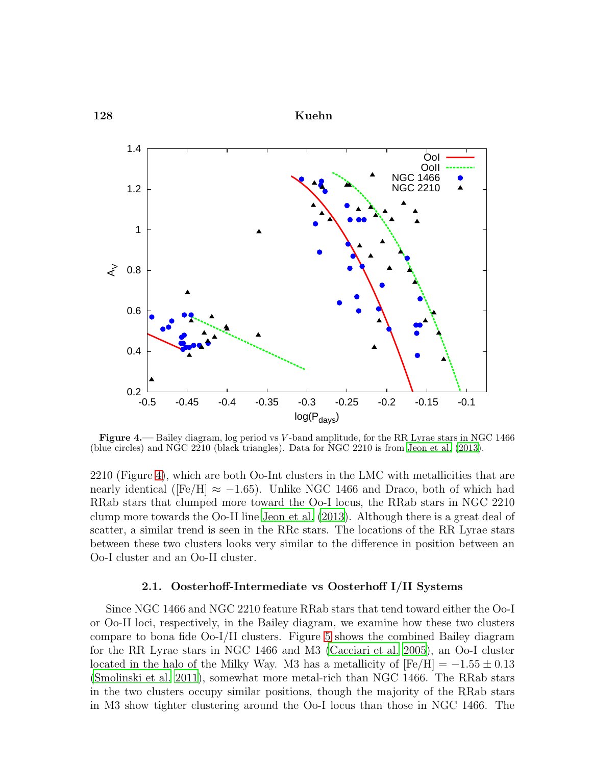**Figure 4.**— Bailey diagram, log period vs $V$-band amplitude, for the RR Lyrae stars in NGC 1466 (blue circles) and NGC 2210 (black triangles). Data for NGC 2210 is from Jeon et al. (2013).

2210 (Figure 4), which are both Oo-Int clusters in the LMC with metallicities that are nearly identical ([Fe/H] $\approx -1.65$). Unlike NGC 1466 and Draco, both of which had RRab stars that clumped more toward the Oo-I locus, the RRab stars in NGC 2210 clump more towards the Oo-II line Jeon et al. (2013). Although there is a great deal of scatter, a similar trend is seen in the RRc stars. The locations of the RR Lyrae stars between these two clusters looks very similar to the difference in position between an Oo-I cluster and an Oo-II cluster.

### 2.1. Oosterhoff-Intermediate vs Oosterhoff I/II Systems

Since NGC 1466 and NGC 2210 feature RRab stars that tend toward either the Oo-I or Oo-II loci, respectively, in the Bailey diagram, we examine how these two clusters compare to bona fide Oo-I/II clusters. Figure 5 shows the combined Bailey diagram for the RR Lyrae stars in NGC 1466 and M3 (Cacciari et al. 2005), an Oo-I cluster located in the halo of the Milky Way. M3 has a metallicity of [Fe/H] $= -1.55 \pm 0.13$ (Smolinski et al. 2011), somewhat more metal-rich than NGC 1466. The RRab stars in the two clusters occupy similar positions, though the majority of the RRab stars in M3 show tighter clustering around the Oo-I locus than those in NGC 1466. The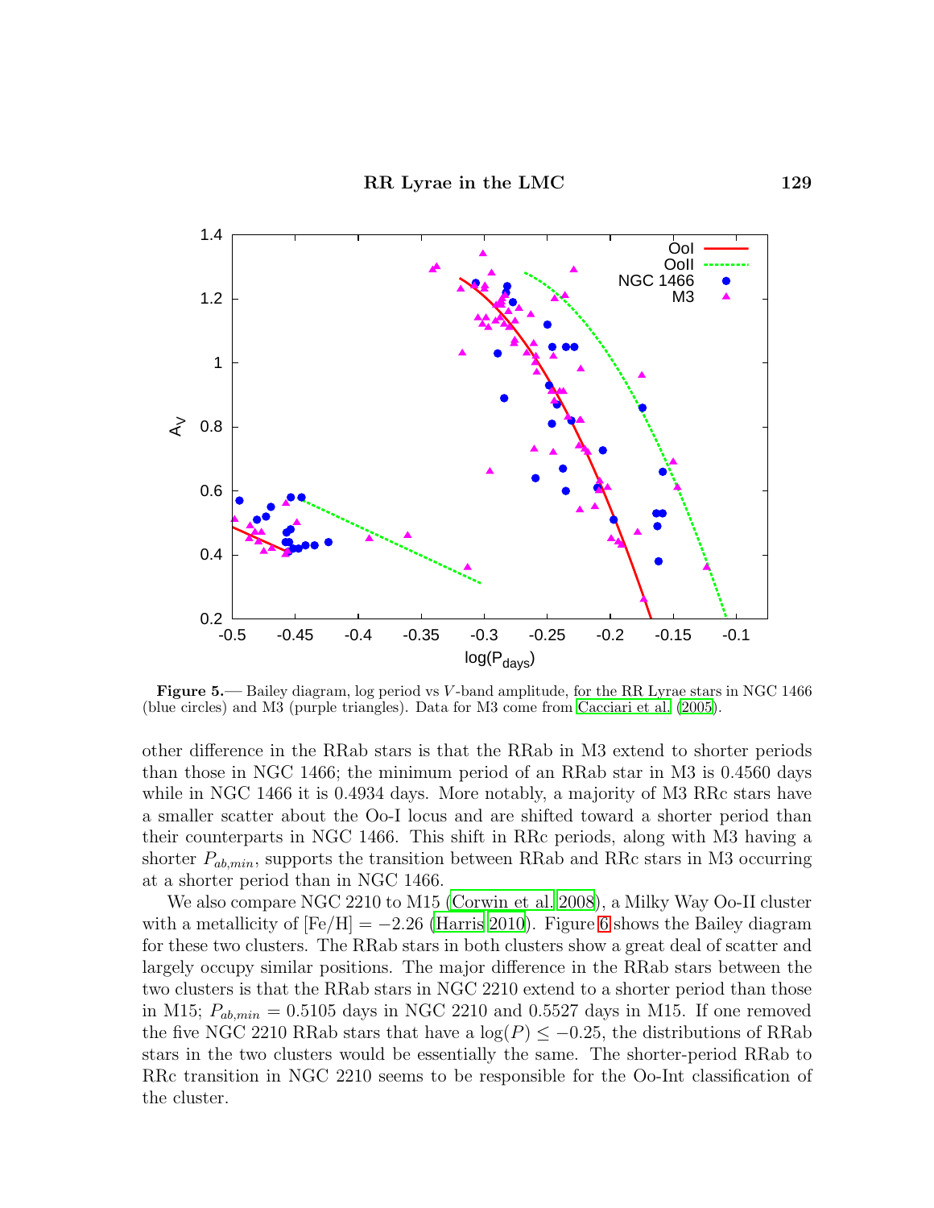**Figure 5.**— Bailey diagram, log period vs $V$-band amplitude, for the RR Lyrae stars in NGC 1466 (blue circles) and M3 (purple triangles). Data for M3 come from Cacciari et al. (2005).

other difference in the RRab stars is that the RRab in M3 extend to shorter periods than those in NGC 1466; the minimum period of an RRab star in M3 is 0.4560 days while in NGC 1466 it is 0.4934 days. More notably, a majority of M3 RRc stars have a smaller scatter about the Oo-I locus and are shifted toward a shorter period than their counterparts in NGC 1466. This shift in RRc periods, along with M3 having a shorter $P_{ab,min}$, supports the transition between RRab and RRc stars in M3 occurring at a shorter period than in NGC 1466.

We also compare NGC 2210 to M15 (Corwin et al. 2008), a Milky Way Oo-II cluster with a metallicity of [Fe/H] $= -2.26$ (Harris 2010). Figure 6 shows the Bailey diagram for these two clusters. The RRab stars in both clusters show a great deal of scatter and largely occupy similar positions. The major difference in the RRab stars between the two clusters is that the RRab stars in NGC 2210 extend to a shorter period than those in M15; $P_{ab,min} = 0.5105$ days in NGC 2210 and 0.5527 days in M15. If one removed the five NGC 2210 RRab stars that have a $\log(P) \leq -0.25$, the distributions of RRab stars in the two clusters would be essentially the same. The shorter-period RRab to RRc transition in NGC 2210 seems to be responsible for the Oo-Int classification of the cluster.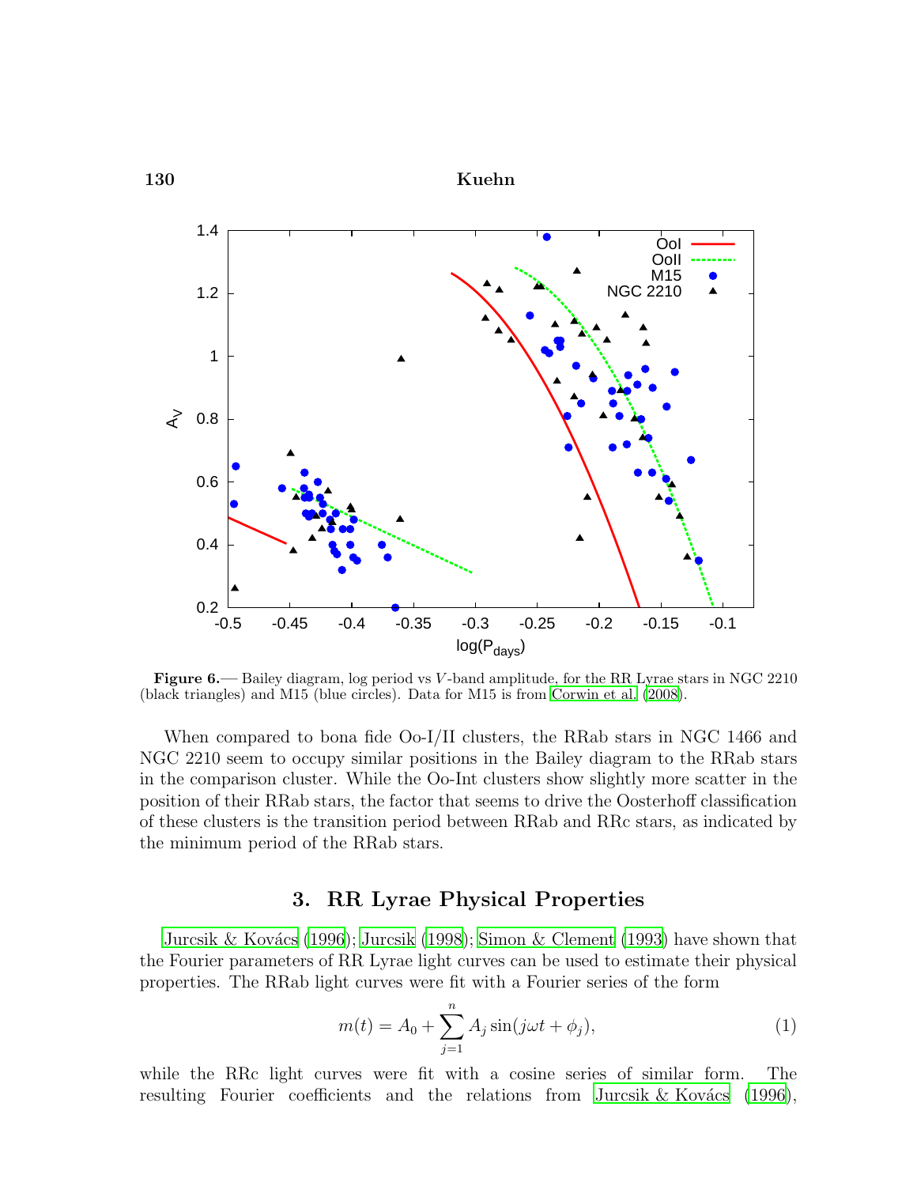**Figure 6.**— Bailey diagram, log period vs $V$-band amplitude, for the RR Lyrae stars in NGC 2210 (black triangles) and M15 (blue circles). Data for M15 is from Corwin et al. (2008).

When compared to bona fide Oo-I/II clusters, the RRab stars in NGC 1466 and NGC 2210 seem to occupy similar positions in the Bailey diagram to the RRab stars in the comparison cluster. While the Oo-Int clusters show slightly more scatter in the position of their RRab stars, the factor that seems to drive the Oosterhoff classification of these clusters is the transition period between RRab and RRc stars, as indicated by the minimum period of the RRab stars.

## 3. RR Lyrae Physical Properties

Jurcsik & Kovács (1996); Jurcsik (1998); Simon & Clement (1993) have shown that the Fourier parameters of RR Lyrae light curves can be used to estimate their physical properties. The RRab light curves were fit with a Fourier series of the form

$$m(t) = A_0 + \sum_{j=1}^{n} A_j \sin(j\omega t + \phi_j), \tag{1}$$

while the RRc light curves were fit with a cosine series of similar form. The resulting Fourier coefficients and the relations from Jurcsik & Kovács (1996),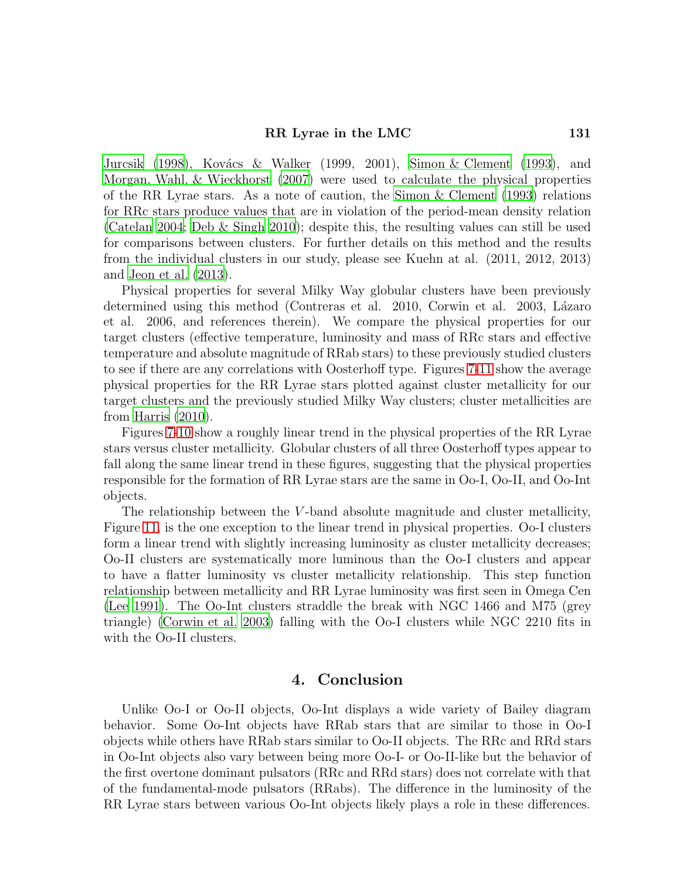Jurcsik (1998), Kovács & Walker (1999, 2001), Simon & Clement (1993), and Morgan, Wahl, & Wieckhorst (2007) were used to calculate the physical properties of the RR Lyrae stars. As a note of caution, the Simon & Clement (1993) relations for RRc stars produce values that are in violation of the period-mean density relation (Catelan 2004; Deb & Singh 2010); despite this, the resulting values can still be used for comparisons between clusters. For further details on this method and the results from the individual clusters in our study, please see Kuehn at al. (2011, 2012, 2013) and Jeon et al. (2013).

Physical properties for several Milky Way globular clusters have been previously determined using this method (Contreras et al. 2010, Corwin et al. 2003, Lázaro et al. 2006, and references therein). We compare the physical properties for our target clusters (effective temperature, luminosity and mass of RRc stars and effective temperature and absolute magnitude of RRab stars) to these previously studied clusters to see if there are any correlations with Oosterhoff type. Figures 7-11 show the average physical properties for the RR Lyrae stars plotted against cluster metallicity for our target clusters and the previously studied Milky Way clusters; cluster metallicities are from Harris (2010).

Figures 7-10 show a roughly linear trend in the physical properties of the RR Lyrae stars versus cluster metallicity. Globular clusters of all three Oosterhoff types appear to fall along the same linear trend in these figures, suggesting that the physical properties responsible for the formation of RR Lyrae stars are the same in Oo-I, Oo-II, and Oo-Int objects.

The relationship between the $V$-band absolute magnitude and cluster metallicity, Figure 11, is the one exception to the linear trend in physical properties. Oo-I clusters form a linear trend with slightly increasing luminosity as cluster metallicity decreases; Oo-II clusters are systematically more luminous than the Oo-I clusters and appear to have a flatter luminosity vs cluster metallicity relationship. This step function relationship between metallicity and RR Lyrae luminosity was first seen in Omega Cen (Lee 1991). The Oo-Int clusters straddle the break with NGC 1466 and M75 (grey triangle) (Corwin et al. 2003) falling with the Oo-I clusters while NGC 2210 fits in with the Oo-II clusters.

## 4. Conclusion

Unlike Oo-I or Oo-II objects, Oo-Int displays a wide variety of Bailey diagram behavior. Some Oo-Int objects have RRab stars that are similar to those in Oo-I objects while others have RRab stars similar to Oo-II objects. The RRc and RRd stars in Oo-Int objects also vary between being more Oo-I- or Oo-II-like but the behavior of the first overtone dominant pulsators (RRc and RRd stars) does not correlate with that of the fundamental-mode pulsators (RRabs). The difference in the luminosity of the RR Lyrae stars between various Oo-Int objects likely plays a role in these differences.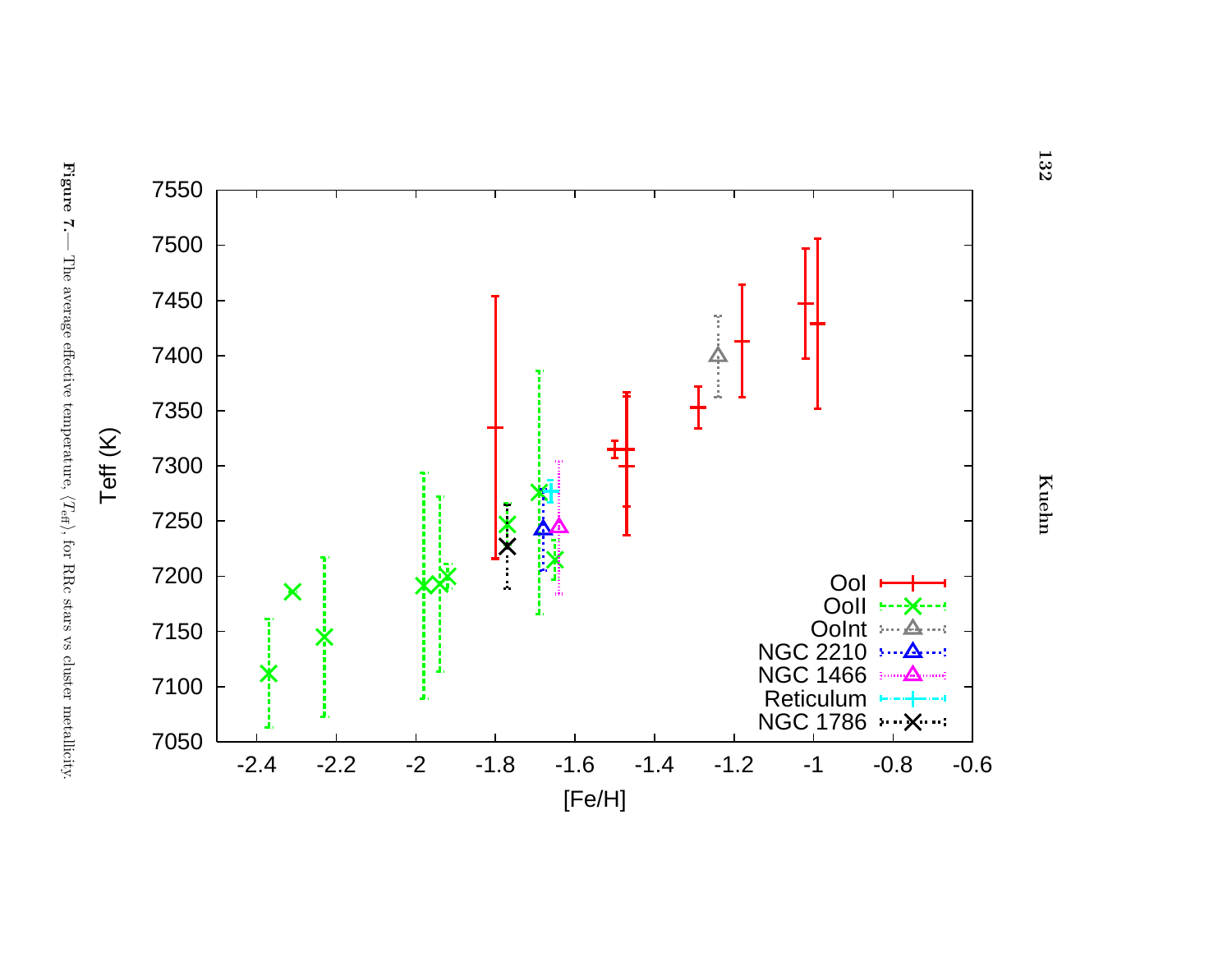**Figure 7.**— The average effective temperature, $\langle T_{\rm eff} \rangle$, for RRc stars vs cluster metallicity.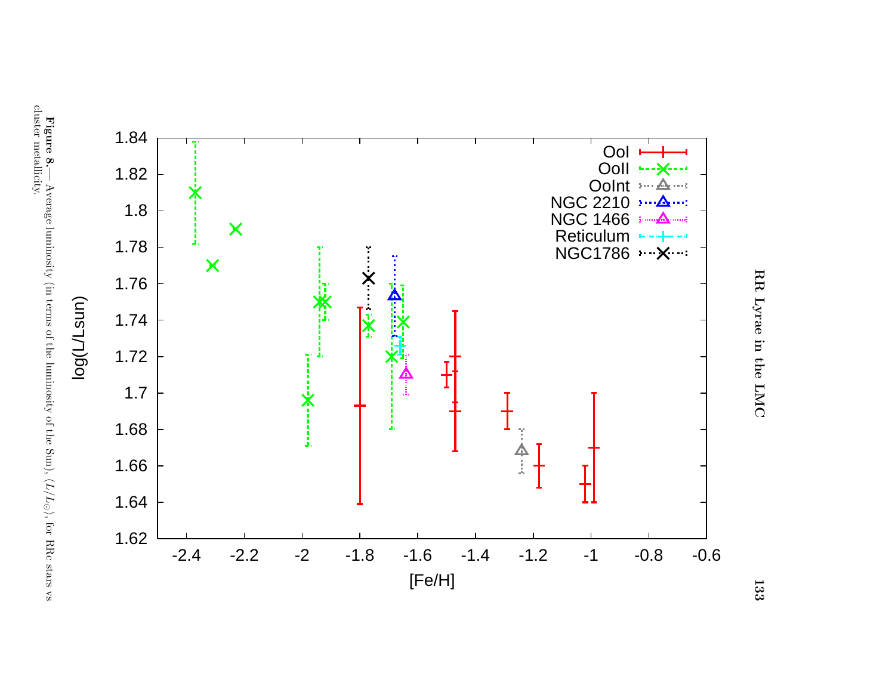**Figure 8.**— Average luminosity (in terms of the luminosity of the Sun), $\langle L/L_{\odot} \rangle$, for RRc stars vs cluster metallicity.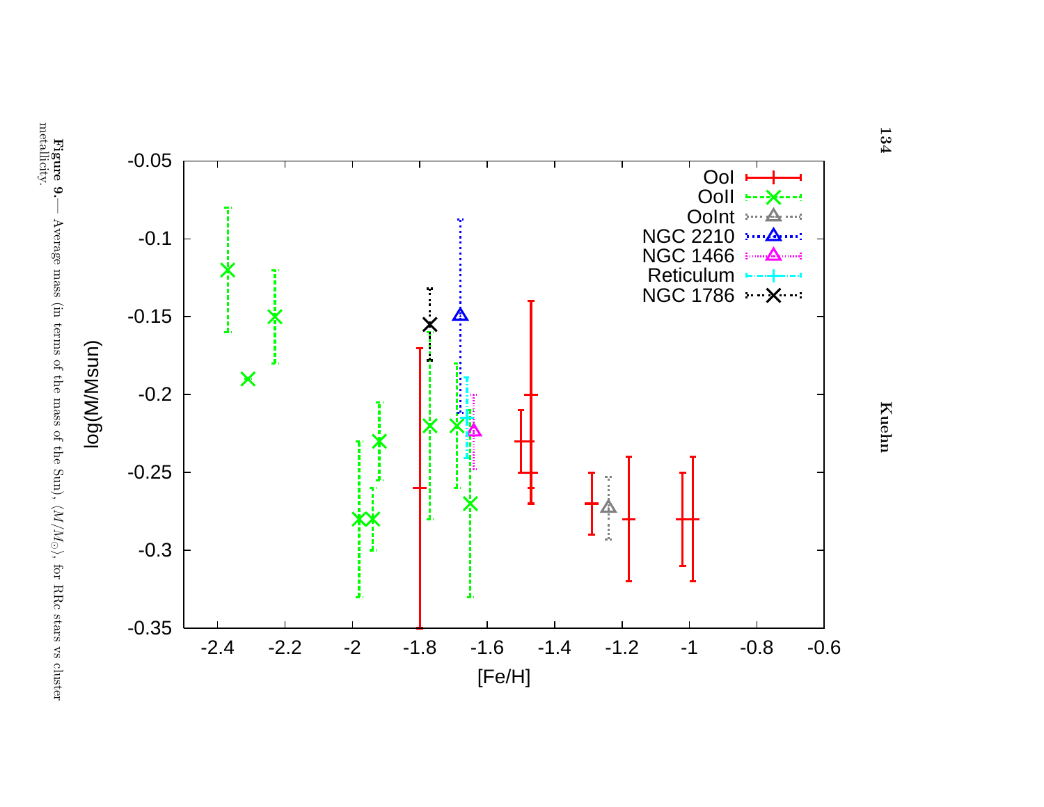**Figure 9.**— Average mass (in terms of the mass of the Sun), $\langle M/M_{\odot} \rangle$, for RRc stars vs cluster metallicity.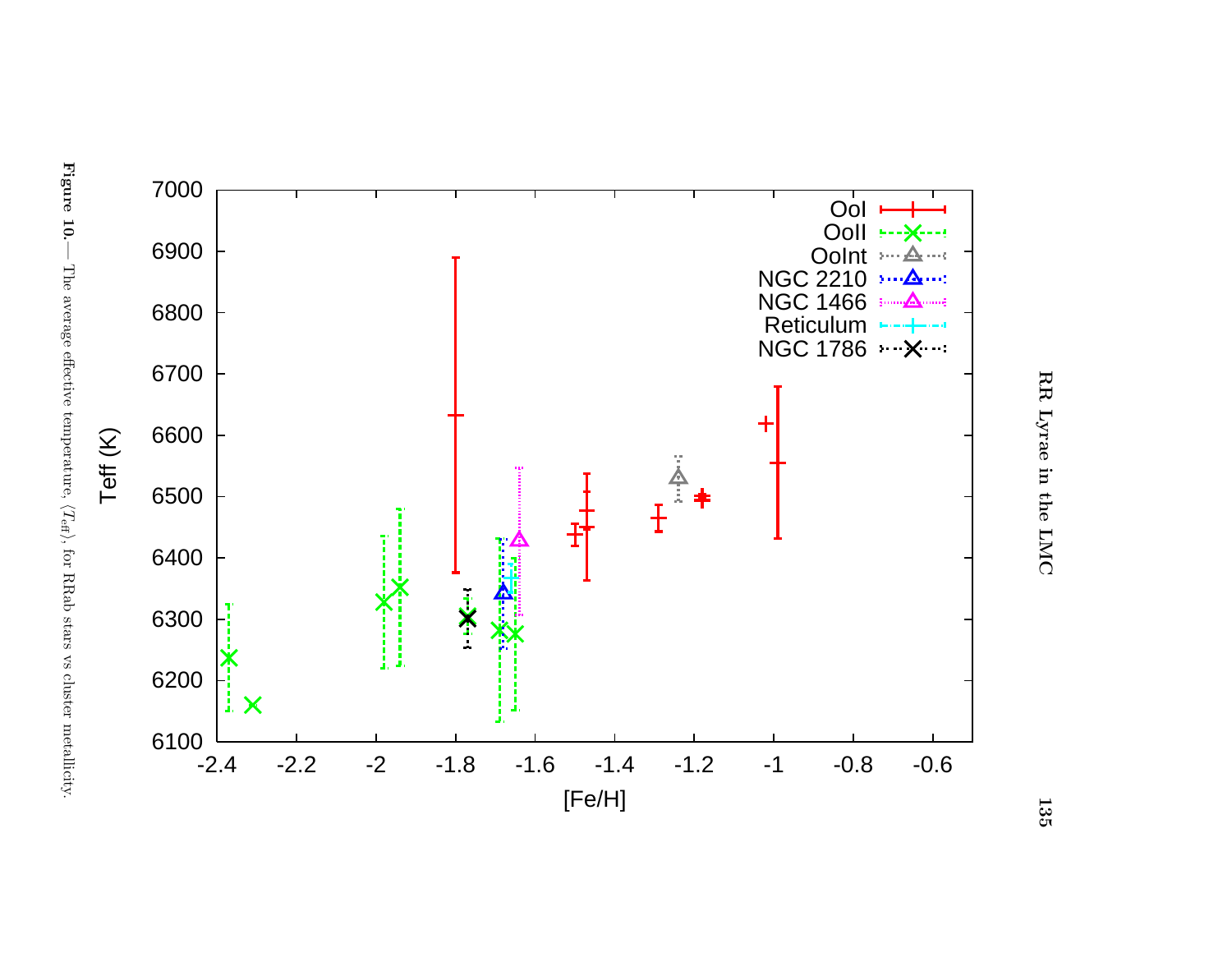**Figure 10.**— The average effective temperature, $\langle T_{\rm eff} \rangle$, for RRab stars vs cluster metallicity.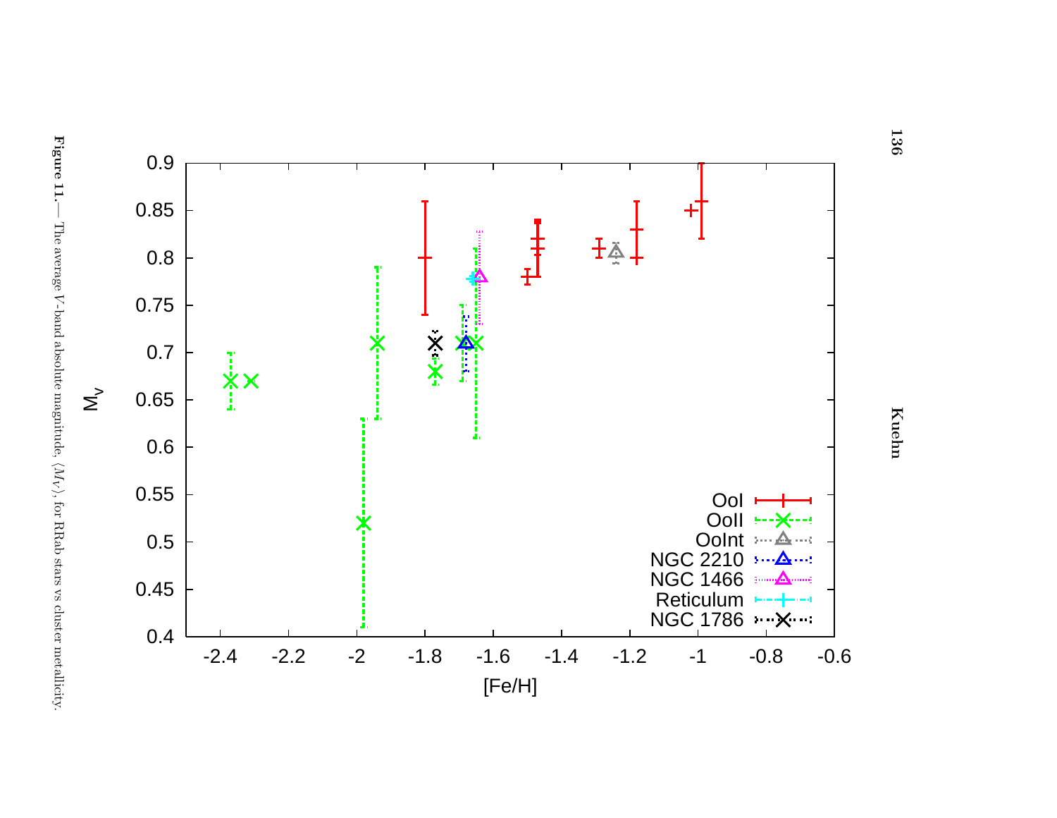**Figure 11.**— The average $V$-band absolute magnitude, $\langle M_V \rangle$, for RRab stars vs cluster metallicity.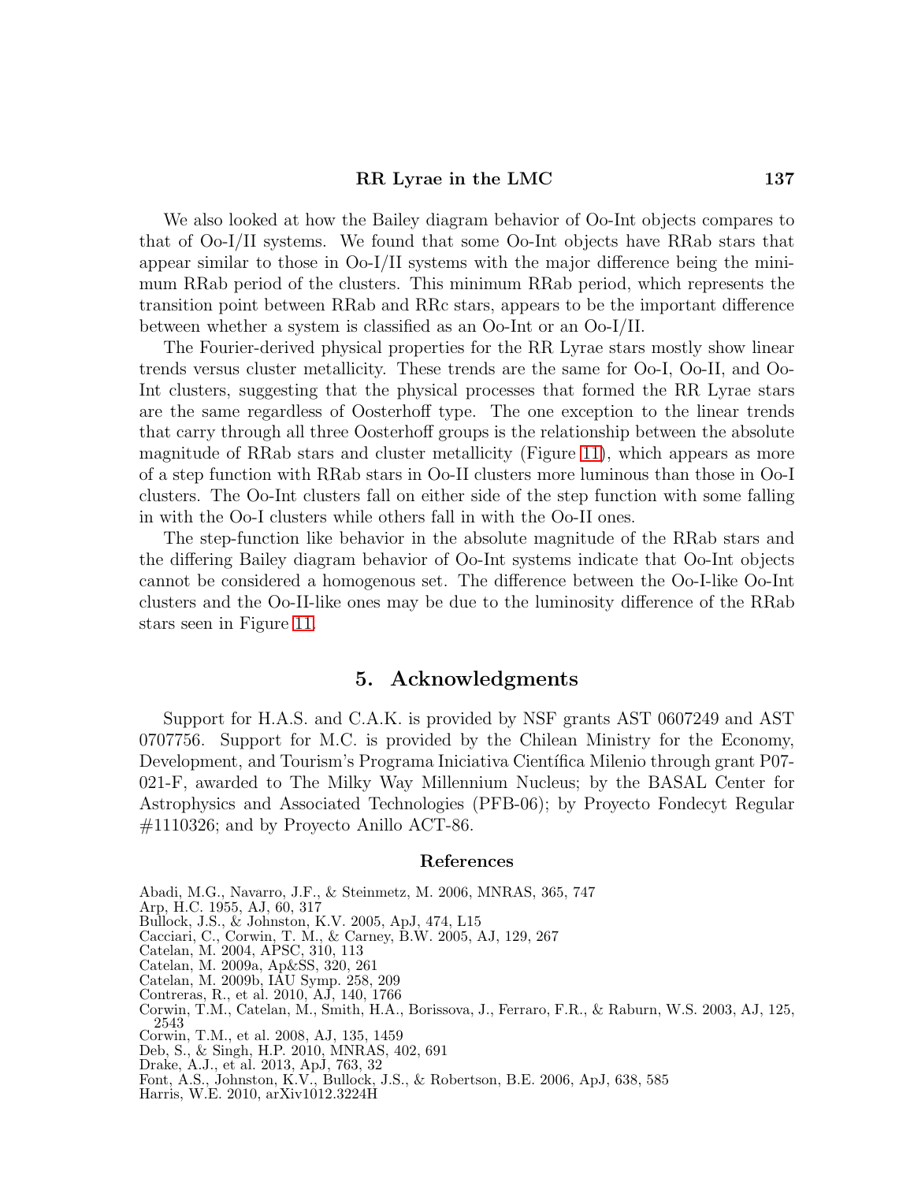We also looked at how the Bailey diagram behavior of Oo-Int objects compares to that of Oo-I/II systems. We found that some Oo-Int objects have RRab stars that appear similar to those in Oo-I/II systems with the major difference being the minimum RRab period of the clusters. This minimum RRab period, which represents the transition point between RRab and RRc stars, appears to be the important difference between whether a system is classified as an Oo-Int or an Oo-I/II.

The Fourier-derived physical properties for the RR Lyrae stars mostly show linear trends versus cluster metallicity. These trends are the same for Oo-I, Oo-II, and Oo-Int clusters, suggesting that the physical processes that formed the RR Lyrae stars are the same regardless of Oosterhoff type. The one exception to the linear trends that carry through all three Oosterhoff groups is the relationship between the absolute magnitude of RRab stars and cluster metallicity (Figure 11), which appears as more of a step function with RRab stars in Oo-II clusters more luminous than those in Oo-I clusters. The Oo-Int clusters fall on either side of the step function with some falling in with the Oo-I clusters while others fall in with the Oo-II ones.

The step-function like behavior in the absolute magnitude of the RRab stars and the differing Bailey diagram behavior of Oo-Int systems indicate that Oo-Int objects cannot be considered a homogenous set. The difference between the Oo-I-like Oo-Int clusters and the Oo-II-like ones may be due to the luminosity difference of the RRab stars seen in Figure 11.

## 5. Acknowledgments

Support for H.A.S. and C.A.K. is provided by NSF grants AST 0607249 and AST 0707756. Support for M.C. is provided by the Chilean Ministry for the Economy, Development, and Tourism's Programa Iniciativa Científica Milenio through grant P07-021-F, awarded to The Milky Way Millennium Nucleus; by the BASAL Center for Astrophysics and Associated Technologies (PFB-06); by Proyecto Fondecyt Regular #1110326; and by Proyecto Anillo ACT-86.

### References

Abadi, M.G., Navarro, J.F., & Steinmetz, M. 2006, MNRAS, 365, 747
Arp, H.C. 1955, AJ, 60, 317
Bullock, J.S., & Johnston, K.V. 2005, ApJ, 474, L15
Cacciari, C., Corwin, T. M., & Carney, B.W. 2005, AJ, 129, 267
Catelan, M. 2004, APSC, 310, 113
Catelan, M. 2009a, Ap&SS, 320, 261
Catelan, M. 2009b, IAU Symp. 258, 209
Contreras, R., et al. 2010, AJ, 140, 1766
Corwin, T.M., Catelan, M., Smith, H.A., Borissova, J., Ferraro, F.R., & Raburn, W.S. 2003, AJ, 125, 2543
Corwin, T.M., et al. 2008, AJ, 135, 1459
Deb, S., & Singh, H.P. 2010, MNRAS, 402, 691
Drake, A.J., et al. 2013, ApJ, 763, 32
Font, A.S., Johnston, K.V., Bullock, J.S., & Robertson, B.E. 2006, ApJ, 638, 585
Harris, W.E. 2010, arXiv1012.3224H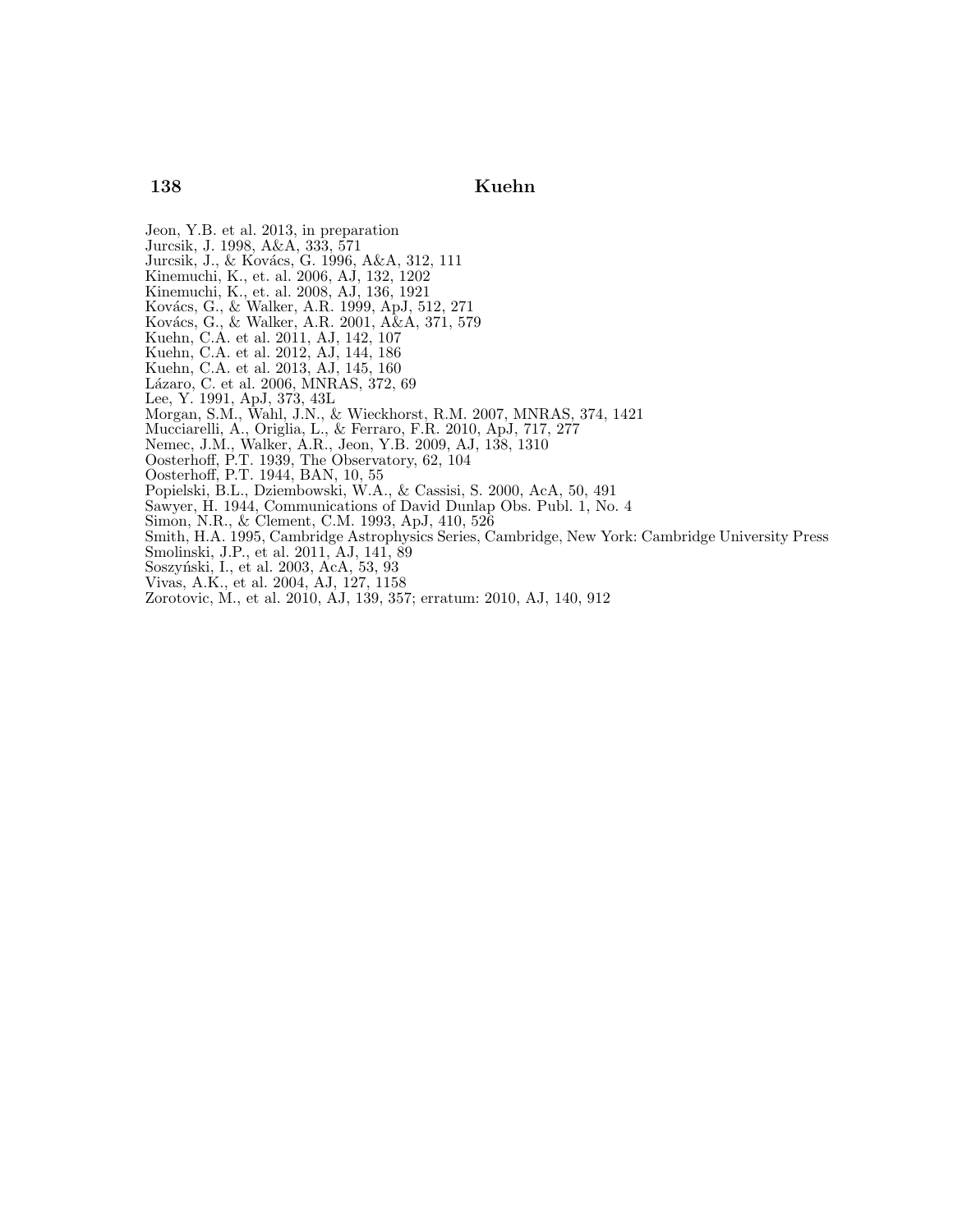Jeon, Y.B. et al. 2013, in preparation
Jurcsik, J. 1998, A&A, 333, 571
Jurcsik, J., & Kovács, G. 1996, A&A, 312, 111
Kinemuchi, K., et. al. 2006, AJ, 132, 1202
Kinemuchi, K., et. al. 2008, AJ, 136, 1921
Kovács, G., & Walker, A.R. 1999, ApJ, 512, 271
Kovács, G., & Walker, A.R. 2001, A&A, 371, 579
Kuehn, C.A. et al. 2011, AJ, 142, 107
Kuehn, C.A. et al. 2012, AJ, 144, 186
Kuehn, C.A. et al. 2013, AJ, 145, 160
Lázaro, C. et al. 2006, MNRAS, 372, 69
Lee, Y. 1991, ApJ, 373, 43L
Morgan, S.M., Wahl, J.N., & Wieckhorst, R.M. 2007, MNRAS, 374, 1421
Mucciarelli, A., Origlia, L., & Ferraro, F.R. 2010, ApJ, 717, 277
Nemec, J.M., Walker, A.R., Jeon, Y.B. 2009, AJ, 138, 1310
Oosterhoff, P.T. 1939, The Observatory, 62, 104
Oosterhoff, P.T. 1944, BAN, 10, 55
Popielski, B.L., Dziembowski, W.A., & Cassisi, S. 2000, AcA, 50, 491
Sawyer, H. 1944, Communications of David Dunlap Obs. Publ. 1, No. 4
Simon, N.R., & Clement, C.M. 1993, ApJ, 410, 526
Smith, H.A. 1995, Cambridge Astrophysics Series, Cambridge, New York: Cambridge University Press
Smolinski, J.P., et al. 2011, AJ, 141, 89
Soszyński, I., et al. 2003, AcA, 53, 93
Vivas, A.K., et al. 2004, AJ, 127, 1158
Zorotovic, M., et al. 2010, AJ, 139, 357; erratum: 2010, AJ, 140, 912